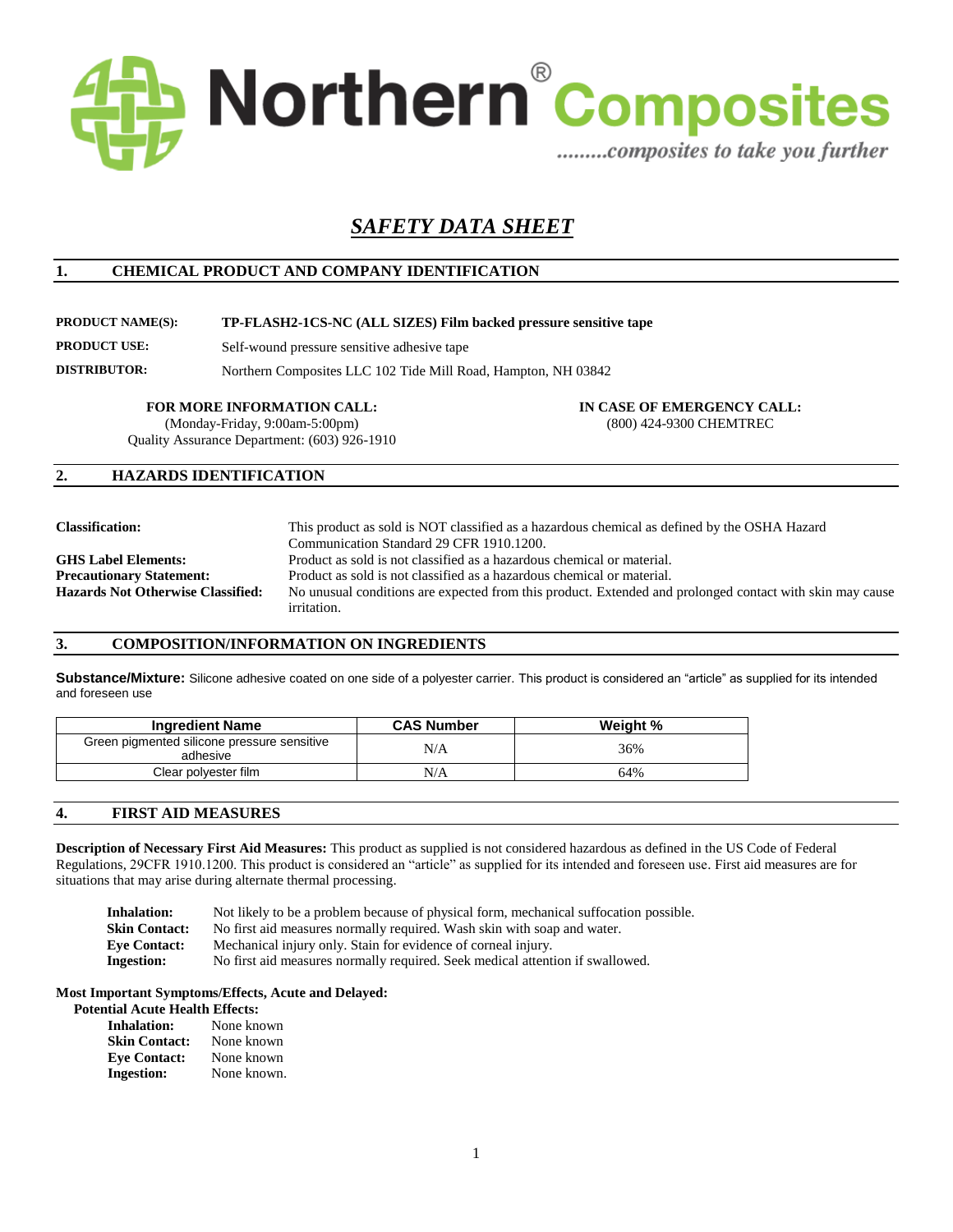Northern® Composites

.........composites to take you further

# *SAFETY DATA SHEET*

## 1. CHEMICAL PRODUCT AND COMPANY IDENTIFICATION

**PRODUCT NAME(S):** **TP-FLASH2-1CS-NC (ALL SIZES) Film backed pressure sensitive tape**

**PRODUCT USE:** Self-wound pressure sensitive adhesive tape

**DISTRIBUTOR:** Northern Composites LLC 102 Tide Mill Road, Hampton, NH 03842

**FOR MORE INFORMATION CALL:**
(Monday-Friday, 9:00am-5:00pm)
Quality Assurance Department: (603) 926-1910

**IN CASE OF EMERGENCY CALL:**
(800) 424-9300 CHEMTREC

## 2. HAZARDS IDENTIFICATION

**Classification:** This product as sold is NOT classified as a hazardous chemical as defined by the OSHA Hazard Communication Standard 29 CFR 1910.1200.

**GHS Label Elements:** Product as sold is not classified as a hazardous chemical or material.

**Precautionary Statement:** Product as sold is not classified as a hazardous chemical or material.

**Hazards Not Otherwise Classified:** No unusual conditions are expected from this product. Extended and prolonged contact with skin may cause irritation.

## 3. COMPOSITION/INFORMATION ON INGREDIENTS

**Substance/Mixture:** Silicone adhesive coated on one side of a polyester carrier. This product is considered an "article" as supplied for its intended and foreseen use

| Ingredient Name | CAS Number | Weight % |
|---|---|---|
| Green pigmented silicone pressure sensitive adhesive | N/A | 36% |
| Clear polyester film | N/A | 64% |

## 4. FIRST AID MEASURES

**Description of Necessary First Aid Measures:** This product as supplied is not considered hazardous as defined in the US Code of Federal Regulations, 29CFR 1910.1200. This product is considered an "article" as supplied for its intended and foreseen use. First aid measures are for situations that may arise during alternate thermal processing.

**Inhalation:** Not likely to be a problem because of physical form, mechanical suffocation possible.
**Skin Contact:** No first aid measures normally required. Wash skin with soap and water.
**Eye Contact:** Mechanical injury only. Stain for evidence of corneal injury.
**Ingestion:** No first aid measures normally required. Seek medical attention if swallowed.

**Most Important Symptoms/Effects, Acute and Delayed:**

**Potential Acute Health Effects:**

**Inhalation:** None known
**Skin Contact:** None known
**Eye Contact:** None known
**Ingestion:** None known.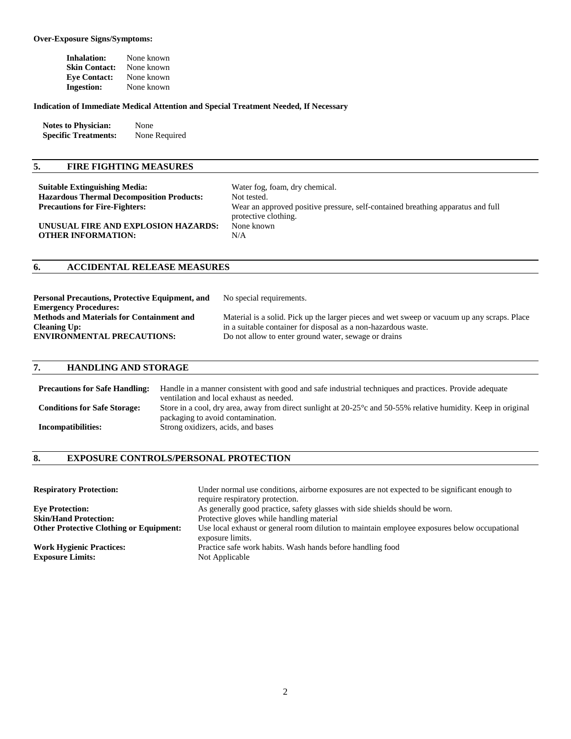**Over-Exposure Signs/Symptoms:**

| | |
|---|---|
| **Inhalation:** | None known |
| **Skin Contact:** | None known |
| **Eye Contact:** | None known |
| **Ingestion:** | None known |

**Indication of Immediate Medical Attention and Special Treatment Needed, If Necessary**

| | |
|---|---|
| **Notes to Physician:** | None |
| **Specific Treatments:** | None Required |

## 5. FIRE FIGHTING MEASURES

| | |
|---|---|
| **Suitable Extinguishing Media:** | Water fog, foam, dry chemical. |
| **Hazardous Thermal Decomposition Products:** | Not tested. |
| **Precautions for Fire-Fighters:** | Wear an approved positive pressure, self-contained breathing apparatus and full protective clothing. |
| **UNUSUAL FIRE AND EXPLOSION HAZARDS:** | None known |
| **OTHER INFORMATION:** | N/A |

## 6. ACCIDENTAL RELEASE MEASURES

| | |
|---|---|
| **Personal Precautions, Protective Equipment, and Emergency Procedures:** | No special requirements. |
| **Methods and Materials for Containment and Cleaning Up:** | Material is a solid. Pick up the larger pieces and wet sweep or vacuum up any scraps. Place in a suitable container for disposal as a non-hazardous waste. |
| **ENVIRONMENTAL PRECAUTIONS:** | Do not allow to enter ground water, sewage or drains |

## 7. HANDLING AND STORAGE

| | |
|---|---|
| **Precautions for Safe Handling:** | Handle in a manner consistent with good and safe industrial techniques and practices. Provide adequate ventilation and local exhaust as needed. |
| **Conditions for Safe Storage:** | Store in a cool, dry area, away from direct sunlight at 20-25°c and 50-55% relative humidity. Keep in original packaging to avoid contamination. |
| **Incompatibilities:** | Strong oxidizers, acids, and bases |

## 8. EXPOSURE CONTROLS/PERSONAL PROTECTION

| | |
|---|---|
| **Respiratory Protection:** | Under normal use conditions, airborne exposures are not expected to be significant enough to require respiratory protection. |
| **Eye Protection:** | As generally good practice, safety glasses with side shields should be worn. |
| **Skin/Hand Protection:** | Protective gloves while handling material |
| **Other Protective Clothing or Equipment:** | Use local exhaust or general room dilution to maintain employee exposures below occupational exposure limits. |
| **Work Hygienic Practices:** | Practice safe work habits. Wash hands before handling food |
| **Exposure Limits:** | Not Applicable |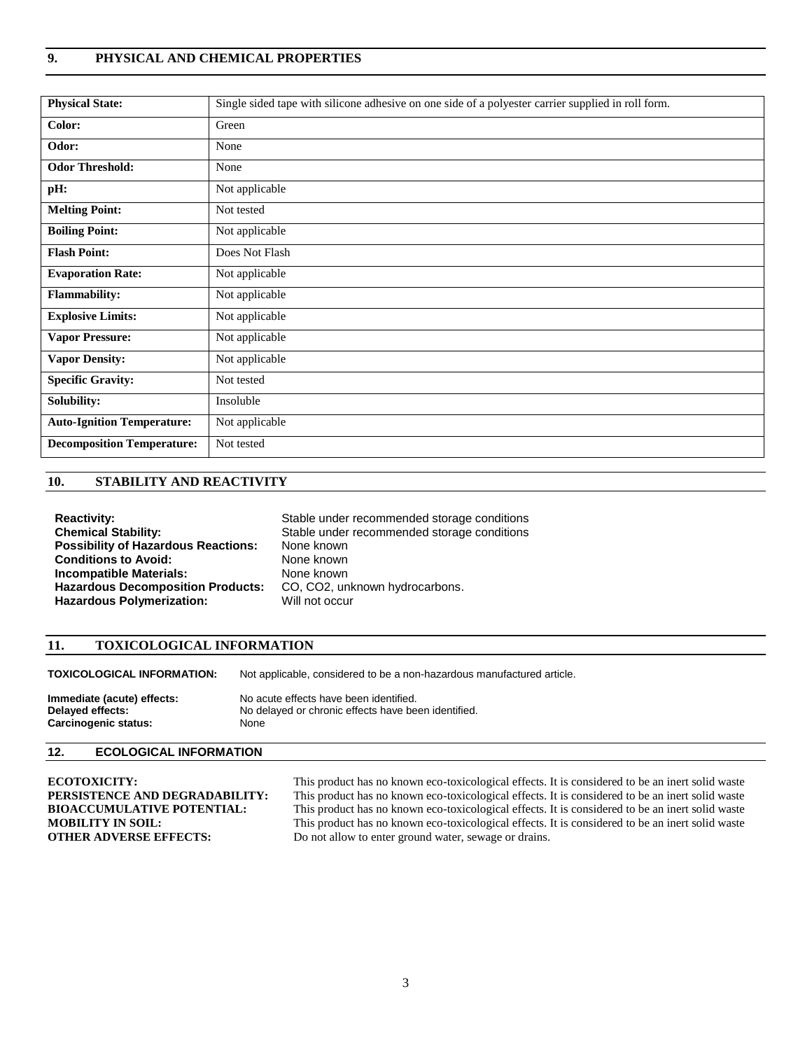## 9. PHYSICAL AND CHEMICAL PROPERTIES

| | |
|---|---|
| **Physical State:** | Single sided tape with silicone adhesive on one side of a polyester carrier supplied in roll form. |
| **Color:** | Green |
| **Odor:** | None |
| **Odor Threshold:** | None |
| **pH:** | Not applicable |
| **Melting Point:** | Not tested |
| **Boiling Point:** | Not applicable |
| **Flash Point:** | Does Not Flash |
| **Evaporation Rate:** | Not applicable |
| **Flammability:** | Not applicable |
| **Explosive Limits:** | Not applicable |
| **Vapor Pressure:** | Not applicable |
| **Vapor Density:** | Not applicable |
| **Specific Gravity:** | Not tested |
| **Solubility:** | Insoluble |
| **Auto-Ignition Temperature:** | Not applicable |
| **Decomposition Temperature:** | Not tested |

## 10. STABILITY AND REACTIVITY

**Reactivity:** Stable under recommended storage conditions
**Chemical Stability:** Stable under recommended storage conditions
**Possibility of Hazardous Reactions:** None known
**Conditions to Avoid:** None known
**Incompatible Materials:** None known
**Hazardous Decomposition Products:** CO, $CO_2$, unknown hydrocarbons.
**Hazardous Polymerization:** Will not occur

## 11. TOXICOLOGICAL INFORMATION

**TOXICOLOGICAL INFORMATION:** Not applicable, considered to be a non-hazardous manufactured article.

**Immediate (acute) effects:** No acute effects have been identified.
**Delayed effects:** No delayed or chronic effects have been identified.
**Carcinogenic status:** None

## 12. ECOLOGICAL INFORMATION

**ECOTOXICITY:** This product has no known eco-toxicological effects. It is considered to be an inert solid waste
**PERSISTENCE AND DEGRADABILITY:** This product has no known eco-toxicological effects. It is considered to be an inert solid waste
**BIOACCUMULATIVE POTENTIAL:** This product has no known eco-toxicological effects. It is considered to be an inert solid waste
**MOBILITY IN SOIL:** This product has no known eco-toxicological effects. It is considered to be an inert solid waste
**OTHER ADVERSE EFFECTS:** Do not allow to enter ground water, sewage or drains.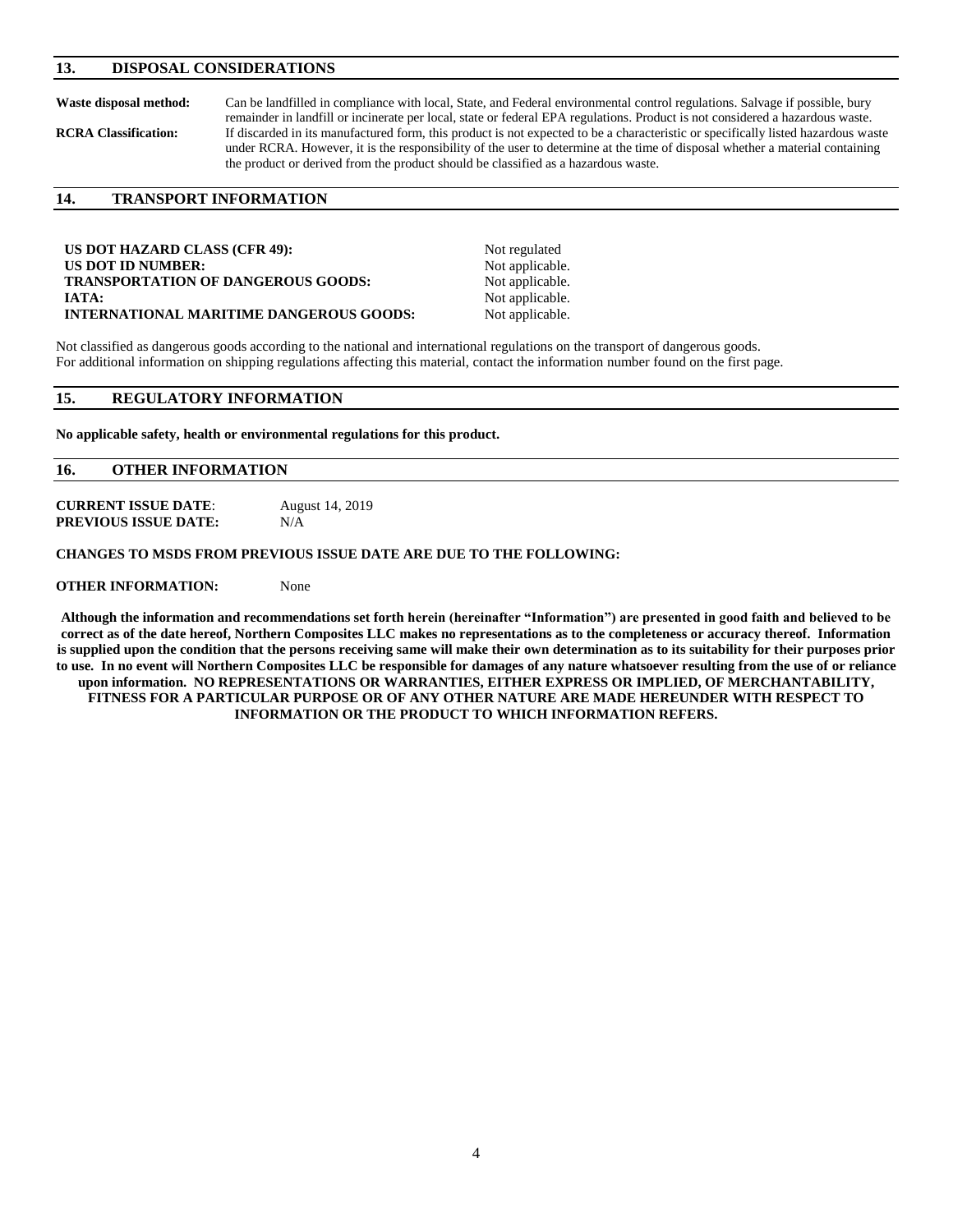## 13. DISPOSAL CONSIDERATIONS

**Waste disposal method:** Can be landfilled in compliance with local, State, and Federal environmental control regulations. Salvage if possible, bury remainder in landfill or incinerate per local, state or federal EPA regulations. Product is not considered a hazardous waste.

**RCRA Classification:** If discarded in its manufactured form, this product is not expected to be a characteristic or specifically listed hazardous waste under RCRA. However, it is the responsibility of the user to determine at the time of disposal whether a material containing the product or derived from the product should be classified as a hazardous waste.

## 14. TRANSPORT INFORMATION

| | |
|---|---|
| **US DOT HAZARD CLASS (CFR 49):** | Not regulated |
| **US DOT ID NUMBER:** | Not applicable. |
| **TRANSPORTATION OF DANGEROUS GOODS:** | Not applicable. |
| **IATA:** | Not applicable. |
| **INTERNATIONAL MARITIME DANGEROUS GOODS:** | Not applicable. |

Not classified as dangerous goods according to the national and international regulations on the transport of dangerous goods.
For additional information on shipping regulations affecting this material, contact the information number found on the first page.

## 15. REGULATORY INFORMATION

**No applicable safety, health or environmental regulations for this product.**

## 16. OTHER INFORMATION

**CURRENT ISSUE DATE**: August 14, 2019
**PREVIOUS ISSUE DATE:** N/A

**CHANGES TO MSDS FROM PREVIOUS ISSUE DATE ARE DUE TO THE FOLLOWING:**

**OTHER INFORMATION:** None

**Although the information and recommendations set forth herein (hereinafter "Information") are presented in good faith and believed to be correct as of the date hereof, Northern Composites LLC makes no representations as to the completeness or accuracy thereof. Information is supplied upon the condition that the persons receiving same will make their own determination as to its suitability for their purposes prior to use. In no event will Northern Composites LLC be responsible for damages of any nature whatsoever resulting from the use of or reliance upon information. NO REPRESENTATIONS OR WARRANTIES, EITHER EXPRESS OR IMPLIED, OF MERCHANTABILITY, FITNESS FOR A PARTICULAR PURPOSE OR OF ANY OTHER NATURE ARE MADE HEREUNDER WITH RESPECT TO INFORMATION OR THE PRODUCT TO WHICH INFORMATION REFERS.**